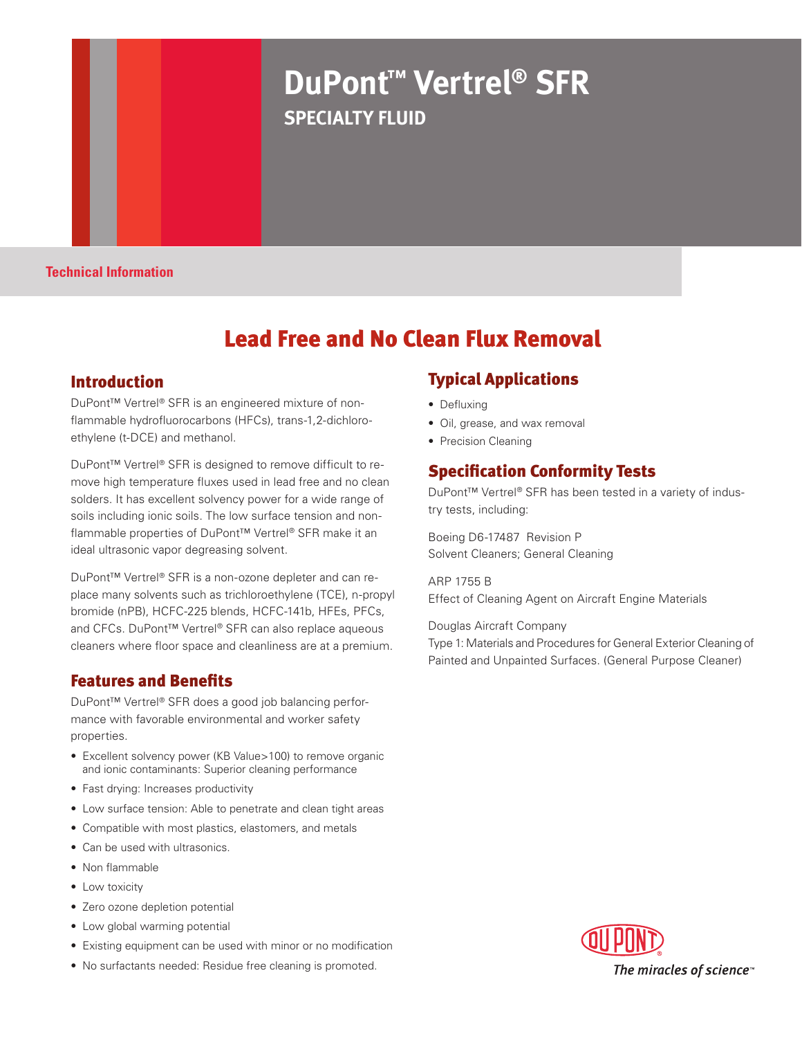# DuPont™ Vertrel® SFR

## SPECIALTY FLUID

Technical Information

## Lead Free and No Clean Flux Removal

### Introduction

DuPont™ Vertrel® SFR is an engineered mixture of non-flammable hydrofluorocarbons (HFCs), trans-1,2-dichloroethylene (t-DCE) and methanol.

DuPont™ Vertrel® SFR is designed to remove difficult to remove high temperature fluxes used in lead free and no clean solders. It has excellent solvency power for a wide range of soils including ionic soils. The low surface tension and non-flammable properties of DuPont™ Vertrel® SFR make it an ideal ultrasonic vapor degreasing solvent.

DuPont™ Vertrel® SFR is a non-ozone depleter and can replace many solvents such as trichloroethylene (TCE), n-propyl bromide (nPB), HCFC-225 blends, HCFC-141b, HFEs, PFCs, and CFCs. DuPont™ Vertrel® SFR can also replace aqueous cleaners where floor space and cleanliness are at a premium.

### Features and Benefits

DuPont™ Vertrel® SFR does a good job balancing performance with favorable environmental and worker safety properties.

- Excellent solvency power (KB Value>100) to remove organic and ionic contaminants: Superior cleaning performance
- Fast drying: Increases productivity
- Low surface tension: Able to penetrate and clean tight areas
- Compatible with most plastics, elastomers, and metals
- Can be used with ultrasonics.
- Non flammable
- Low toxicity
- Zero ozone depletion potential
- Low global warming potential
- Existing equipment can be used with minor or no modification
- No surfactants needed: Residue free cleaning is promoted.

### Typical Applications

- Defluxing
- Oil, grease, and wax removal
- Precision Cleaning

### Specification Conformity Tests

DuPont™ Vertrel® SFR has been tested in a variety of industry tests, including:

Boeing D6-17487 Revision P
Solvent Cleaners; General Cleaning

ARP 1755 B
Effect of Cleaning Agent on Aircraft Engine Materials

Douglas Aircraft Company
Type 1: Materials and Procedures for General Exterior Cleaning of Painted and Unpainted Surfaces. (General Purpose Cleaner)

DUPONT
*The miracles of science™*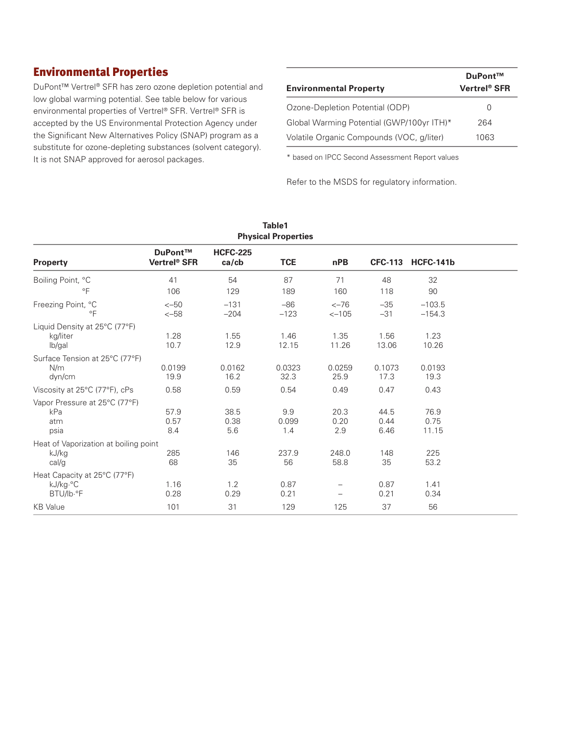## Environmental Properties

DuPont™ Vertrel® SFR has zero ozone depletion potential and low global warming potential. See table below for various environmental properties of Vertrel® SFR. Vertrel® SFR is accepted by the US Environmental Protection Agency under the Significant New Alternatives Policy (SNAP) program as a substitute for ozone-depleting substances (solvent category). It is not SNAP approved for aerosol packages.

| Environmental Property | DuPont™ Vertrel® SFR |
|---|---|
| Ozone-Depletion Potential (ODP) | 0 |
| Global Warming Potential (GWP/100yr ITH)* | 264 |
| Volatile Organic Compounds (VOC, g/liter) | 1063 |

* based on IPCC Second Assessment Report values

Refer to the MSDS for regulatory information.

**Table1**
**Physical Properties**

| Property | DuPont™ Vertrel® SFR | HCFC-225 ca/cb | TCE | nPB | CFC-113 | HCFC-141b |
|---|---|---|---|---|---|---|
| Boiling Point, °C | 41 | 54 | 87 | 71 | 48 | 32 |
| °F | 106 | 129 | 189 | 160 | 118 | 90 |
| Freezing Point, °C | <–50 | –131 | –86 | <–76 | –35 | –103.5 |
| °F | <–58 | –204 | –123 | <–105 | –31 | –154.3 |
| Liquid Density at 25°C (77°F) | | | | | | |
| kg/liter | 1.28 | 1.55 | 1.46 | 1.35 | 1.56 | 1.23 |
| lb/gal | 10.7 | 12.9 | 12.15 | 11.26 | 13.06 | 10.26 |
| Surface Tension at 25°C (77°F) | | | | | | |
| N/m | 0.0199 | 0.0162 | 0.0323 | 0.0259 | 0.1073 | 0.0193 |
| dyn/cm | 19.9 | 16.2 | 32.3 | 25.9 | 17.3 | 19.3 |
| Viscosity at 25°C (77°F), cPs | 0.58 | 0.59 | 0.54 | 0.49 | 0.47 | 0.43 |
| Vapor Pressure at 25°C (77°F) | | | | | | |
| kPa | 57.9 | 38.5 | 9.9 | 20.3 | 44.5 | 76.9 |
| atm | 0.57 | 0.38 | 0.099 | 0.20 | 0.44 | 0.75 |
| psia | 8.4 | 5.6 | 1.4 | 2.9 | 6.46 | 11.15 |
| Heat of Vaporization at boiling point | | | | | | |
| kJ/kg | 285 | 146 | 237.9 | 248.0 | 148 | 225 |
| cal/g | 68 | 35 | 56 | 58.8 | 35 | 53.2 |
| Heat Capacity at 25°C (77°F) | | | | | | |
| kJ/kg·°C | 1.16 | 1.2 | 0.87 | – | 0.87 | 1.41 |
| BTU/lb·°F | 0.28 | 0.29 | 0.21 | – | 0.21 | 0.34 |
| KB Value | 101 | 31 | 129 | 125 | 37 | 56 |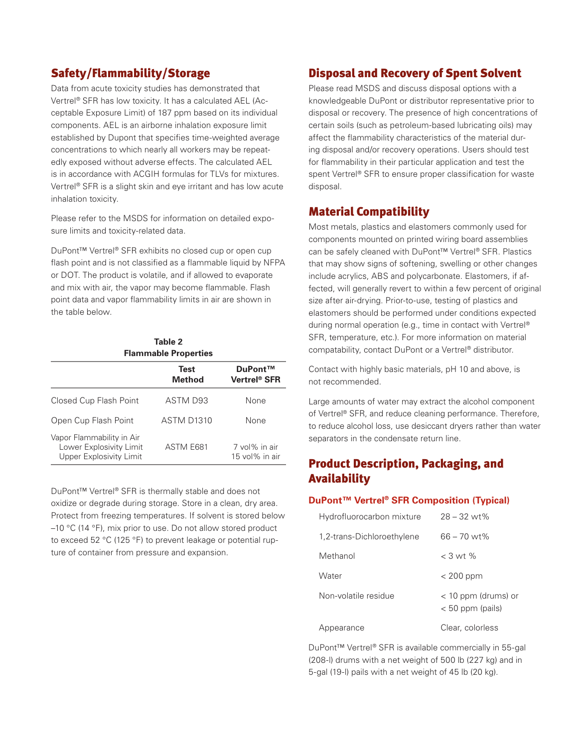## Safety/Flammability/Storage

Data from acute toxicity studies has demonstrated that Vertrel® SFR has low toxicity. It has a calculated AEL (Acceptable Exposure Limit) of 187 ppm based on its individual components. AEL is an airborne inhalation exposure limit established by Dupont that specifies time-weighted average concentrations to which nearly all workers may be repeatedly exposed without adverse effects. The calculated AEL is in accordance with ACGIH formulas for TLVs for mixtures. Vertrel® SFR is a slight skin and eye irritant and has low acute inhalation toxicity.

Please refer to the MSDS for information on detailed exposure limits and toxicity-related data.

DuPont™ Vertrel® SFR exhibits no closed cup or open cup flash point and is not classified as a flammable liquid by NFPA or DOT. The product is volatile, and if allowed to evaporate and mix with air, the vapor may become flammable. Flash point data and vapor flammability limits in air are shown in the table below.

**Table 2**
**Flammable Properties**

| | Test Method | DuPont™ Vertrel® SFR |
|---|---|---|
| Closed Cup Flash Point | ASTM D93 | None |
| Open Cup Flash Point | ASTM D1310 | None |
| Vapor Flammability in Air<br>Lower Explosivity Limit<br>Upper Explosivity Limit | ASTM E681 | <br>7 vol% in air<br>15 vol% in air |

DuPont™ Vertrel® SFR is thermally stable and does not oxidize or degrade during storage. Store in a clean, dry area. Protect from freezing temperatures. If solvent is stored below –10 °C (14 °F), mix prior to use. Do not allow stored product to exceed 52 °C (125 °F) to prevent leakage or potential rupture of container from pressure and expansion.

## Disposal and Recovery of Spent Solvent

Please read MSDS and discuss disposal options with a knowledgeable DuPont or distributor representative prior to disposal or recovery. The presence of high concentrations of certain soils (such as petroleum-based lubricating oils) may affect the flammability characteristics of the material during disposal and/or recovery operations. Users should test for flammability in their particular application and test the spent Vertrel® SFR to ensure proper classification for waste disposal.

## Material Compatibility

Most metals, plastics and elastomers commonly used for components mounted on printed wiring board assemblies can be safely cleaned with DuPont™ Vertrel® SFR. Plastics that may show signs of softening, swelling or other changes include acrylics, ABS and polycarbonate. Elastomers, if affected, will generally revert to within a few percent of original size after air-drying. Prior-to-use, testing of plastics and elastomers should be performed under conditions expected during normal operation (e.g., time in contact with Vertrel® SFR, temperature, etc.). For more information on material compatability, contact DuPont or a Vertrel® distributor.

Contact with highly basic materials, pH 10 and above, is not recommended.

Large amounts of water may extract the alcohol component of Vertrel® SFR, and reduce cleaning performance. Therefore, to reduce alcohol loss, use desiccant dryers rather than water separators in the condensate return line.

## Product Description, Packaging, and Availability

### DuPont™ Vertrel® SFR Composition (Typical)

| | |
|---|---|
| Hydrofluorocarbon mixture | 28 – 32 wt% |
| 1,2-trans-Dichloroethylene | 66 – 70 wt% |
| Methanol | < 3 wt % |
| Water | < 200 ppm |
| Non-volatile residue | < 10 ppm (drums) or < 50 ppm (pails) |
| Appearance | Clear, colorless |

DuPont™ Vertrel® SFR is available commercially in 55-gal (208-l) drums with a net weight of 500 lb (227 kg) and in 5-gal (19-l) pails with a net weight of 45 lb (20 kg).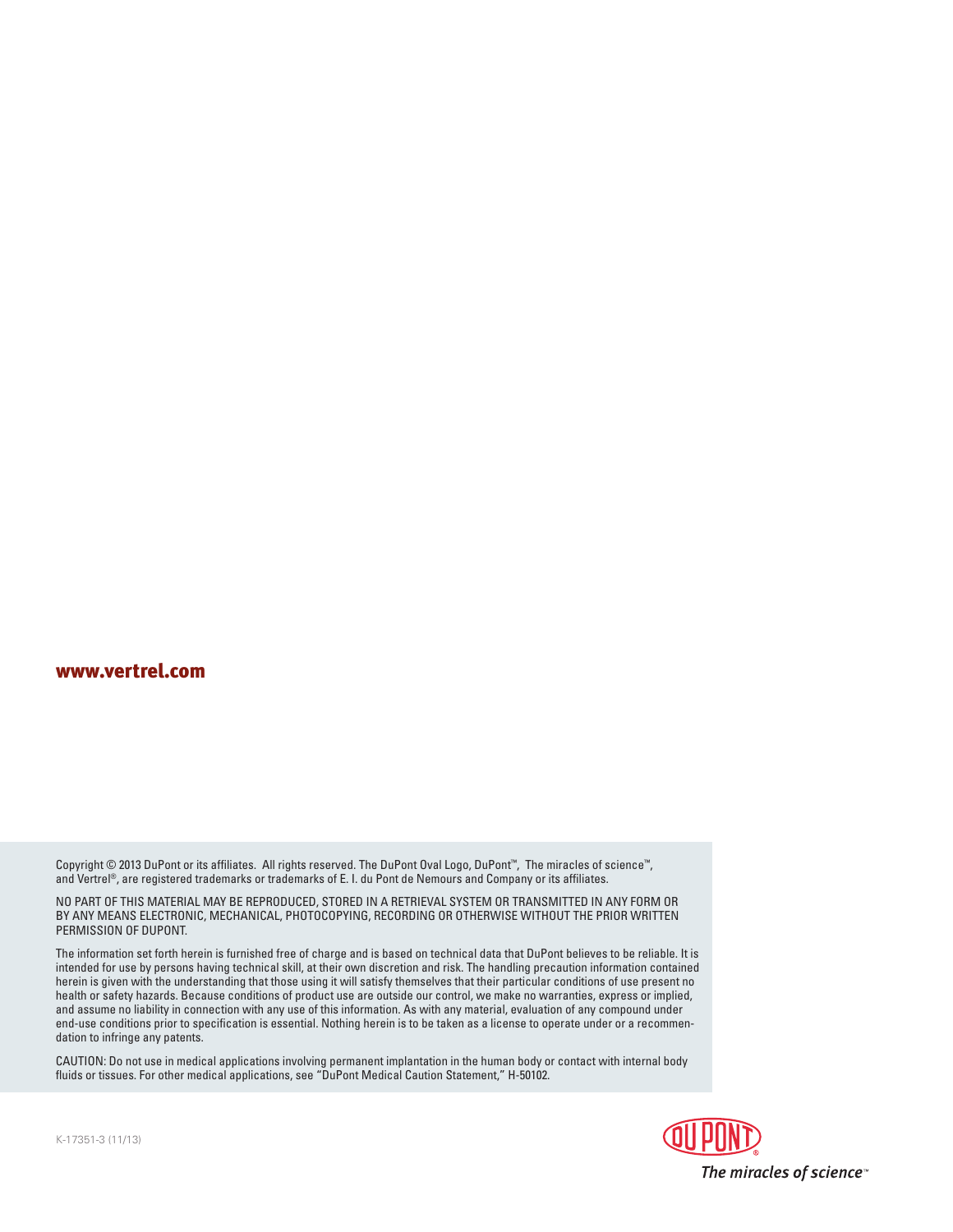**www.vertrel.com**

Copyright © 2013 DuPont or its affiliates. All rights reserved. The DuPont Oval Logo, DuPont™, The miracles of science™, and Vertrel®, are registered trademarks or trademarks of E. I. du Pont de Nemours and Company or its affiliates.

NO PART OF THIS MATERIAL MAY BE REPRODUCED, STORED IN A RETRIEVAL SYSTEM OR TRANSMITTED IN ANY FORM OR BY ANY MEANS ELECTRONIC, MECHANICAL, PHOTOCOPYING, RECORDING OR OTHERWISE WITHOUT THE PRIOR WRITTEN PERMISSION OF DUPONT.

The information set forth herein is furnished free of charge and is based on technical data that DuPont believes to be reliable. It is intended for use by persons having technical skill, at their own discretion and risk. The handling precaution information contained herein is given with the understanding that those using it will satisfy themselves that their particular conditions of use present no health or safety hazards. Because conditions of product use are outside our control, we make no warranties, express or implied, and assume no liability in connection with any use of this information. As with any material, evaluation of any compound under end-use conditions prior to specification is essential. Nothing herein is to be taken as a license to operate under or a recommendation to infringe any patents.

CAUTION: Do not use in medical applications involving permanent implantation in the human body or contact with internal body fluids or tissues. For other medical applications, see "DuPont Medical Caution Statement," H-50102.

K-17351-3 (11/13)

DUPONT®

*The miracles of science™*